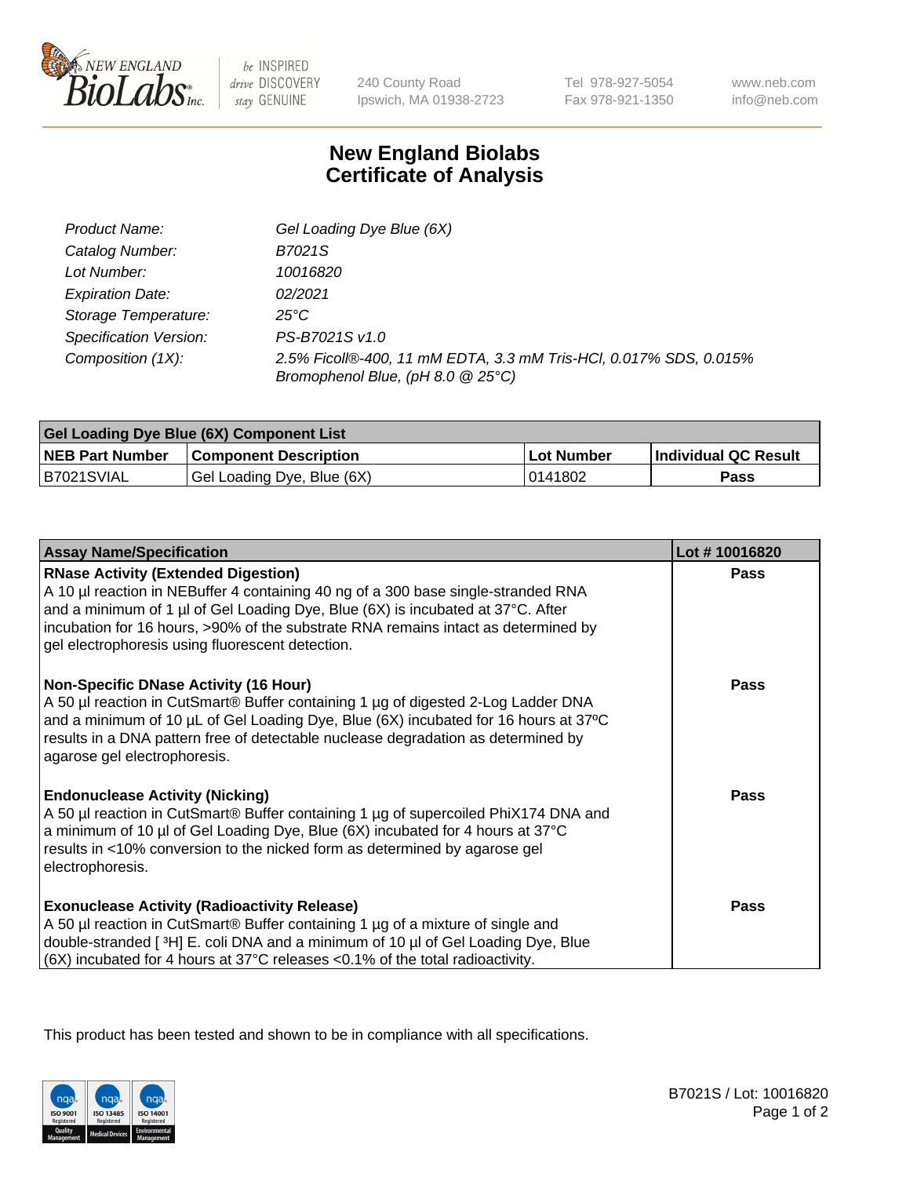# New England Biolabs Certificate of Analysis

| | |
|---|---|
| Product Name: | Gel Loading Dye Blue (6X) |
| Catalog Number: | B7021S |
| Lot Number: | 10016820 |
| Expiration Date: | 02/2021 |
| Storage Temperature: | 25°C |
| Specification Version: | PS-B7021S v1.0 |
| Composition (1X): | 2.5% Ficoll®-400, 11 mM EDTA, 3.3 mM Tris-HCl, 0.017% SDS, 0.015% Bromophenol Blue, (pH 8.0 @ 25°C) |

| Gel Loading Dye Blue (6X) Component List | | | |
|---|---|---|---|
| **NEB Part Number** | **Component Description** | **Lot Number** | **Individual QC Result** |
| B7021SVIAL | Gel Loading Dye, Blue (6X) | 0141802 | Pass |

| Assay Name/Specification | Lot # 10016820 |
|---|---|
| **RNase Activity (Extended Digestion)**<br>A 10 µl reaction in NEBuffer 4 containing 40 ng of a 300 base single-stranded RNA and a minimum of 1 µl of Gel Loading Dye, Blue (6X) is incubated at 37°C. After incubation for 16 hours, >90% of the substrate RNA remains intact as determined by gel electrophoresis using fluorescent detection. | Pass |
| **Non-Specific DNase Activity (16 Hour)**<br>A 50 µl reaction in CutSmart® Buffer containing 1 µg of digested 2-Log Ladder DNA and a minimum of 10 µL of Gel Loading Dye, Blue (6X) incubated for 16 hours at 37ºC results in a DNA pattern free of detectable nuclease degradation as determined by agarose gel electrophoresis. | Pass |
| **Endonuclease Activity (Nicking)**<br>A 50 µl reaction in CutSmart® Buffer containing 1 µg of supercoiled PhiX174 DNA and a minimum of 10 µl of Gel Loading Dye, Blue (6X) incubated for 4 hours at 37°C results in <10% conversion to the nicked form as determined by agarose gel electrophoresis. | Pass |
| **Exonuclease Activity (Radioactivity Release)**<br>A 50 µl reaction in CutSmart® Buffer containing 1 µg of a mixture of single and double-stranded [ $^3$H] E. coli DNA and a minimum of 10 µl of Gel Loading Dye, Blue (6X) incubated for 4 hours at 37°C releases <0.1% of the total radioactivity. | Pass |

This product has been tested and shown to be in compliance with all specifications.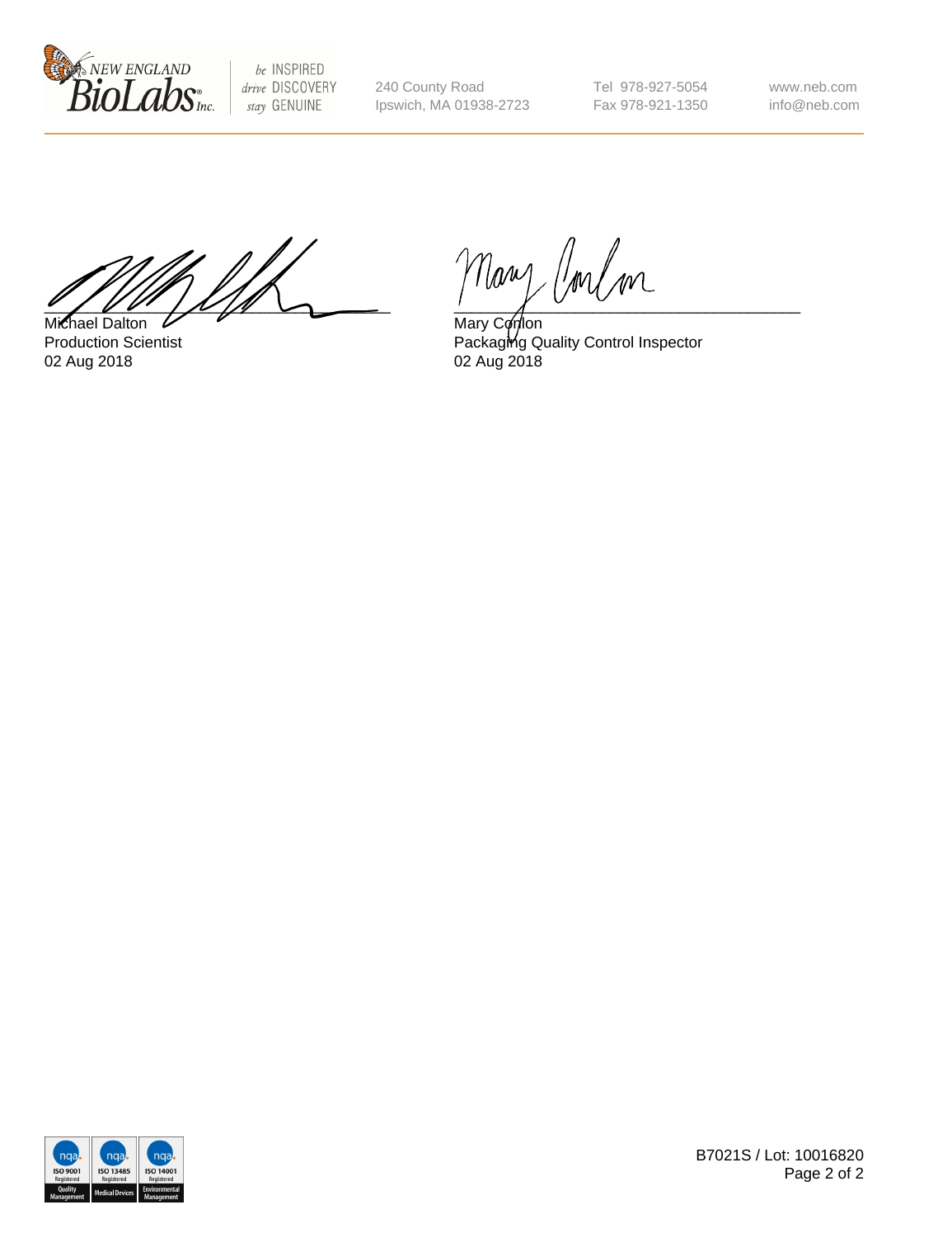Michael Dalton
Production Scientist
02 Aug 2018

Mary Conlon
Packaging Quality Control Inspector
02 Aug 2018

B7021S / Lot: 10016820